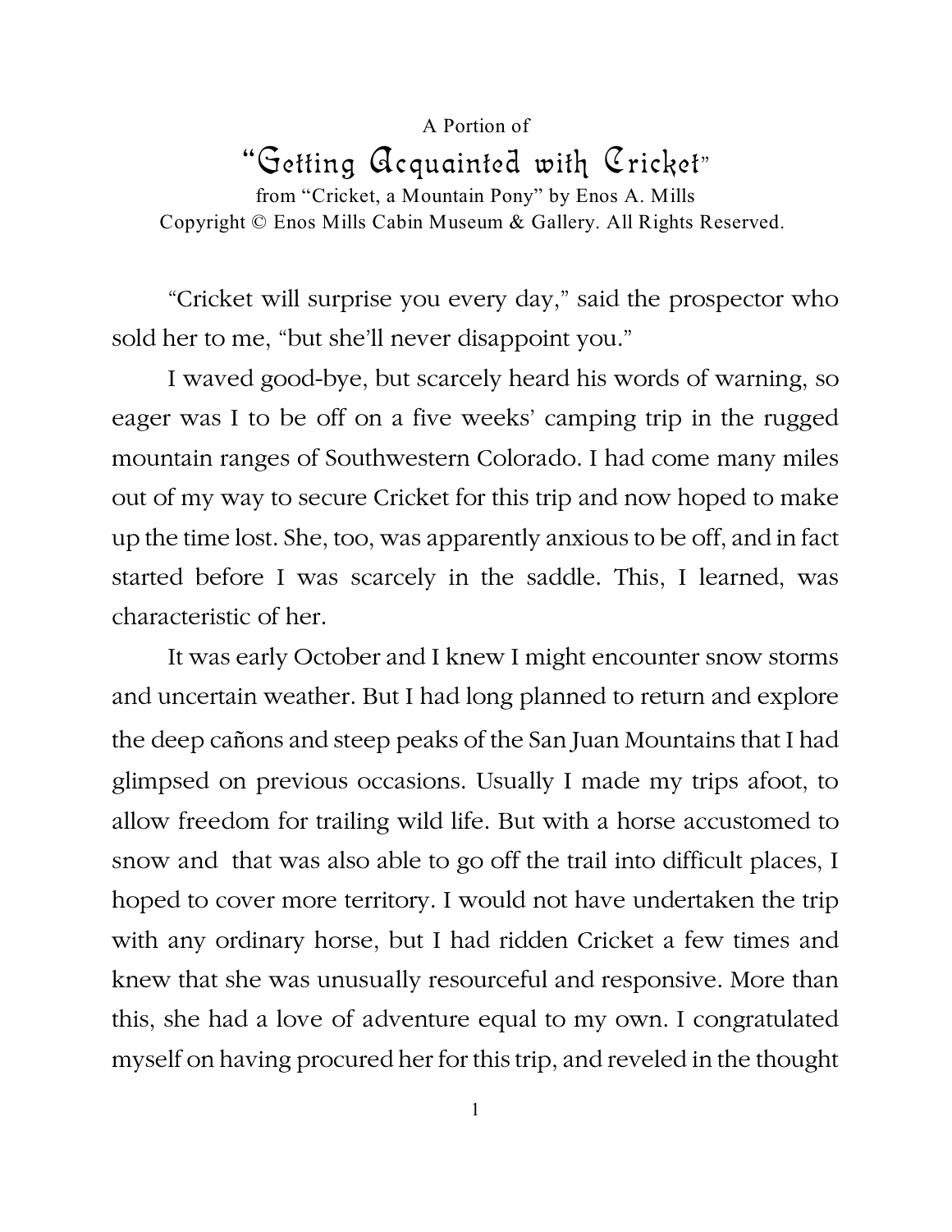A Portion of

# "Getting Acquainted with Cricket"

from "Cricket, a Mountain Pony" by Enos A. Mills
Copyright © Enos Mills Cabin Museum & Gallery. All Rights Reserved.

"Cricket will surprise you every day," said the prospector who sold her to me, "but she'll never disappoint you."

I waved good-bye, but scarcely heard his words of warning, so eager was I to be off on a five weeks' camping trip in the rugged mountain ranges of Southwestern Colorado. I had come many miles out of my way to secure Cricket for this trip and now hoped to make up the time lost. She, too, was apparently anxious to be off, and in fact started before I was scarcely in the saddle. This, I learned, was characteristic of her.

It was early October and I knew I might encounter snow storms and uncertain weather. But I had long planned to return and explore the deep cañons and steep peaks of the San Juan Mountains that I had glimpsed on previous occasions. Usually I made my trips afoot, to allow freedom for trailing wild life. But with a horse accustomed to snow and that was also able to go off the trail into difficult places, I hoped to cover more territory. I would not have undertaken the trip with any ordinary horse, but I had ridden Cricket a few times and knew that she was unusually resourceful and responsive. More than this, she had a love of adventure equal to my own. I congratulated myself on having procured her for this trip, and reveled in the thought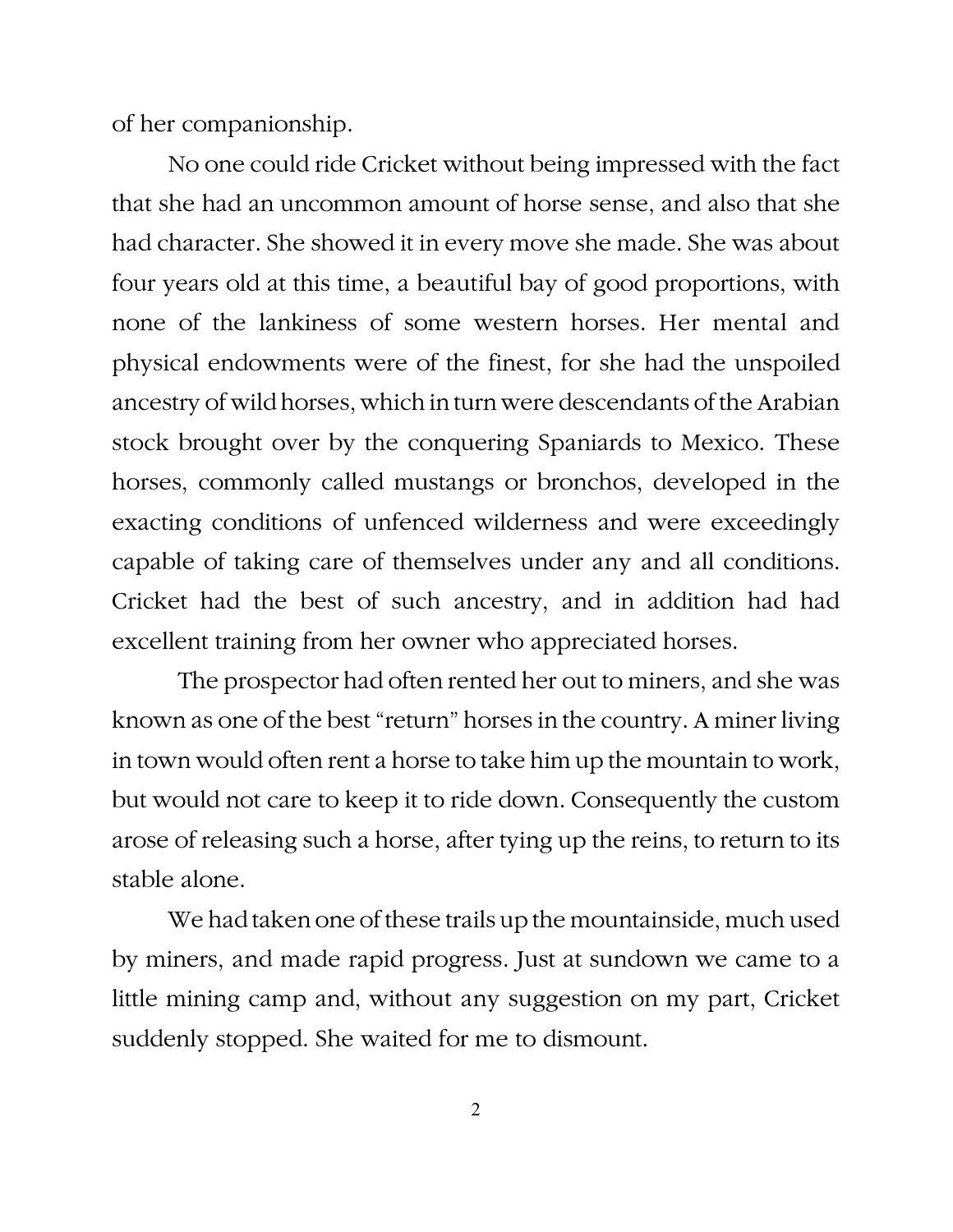of her companionship.

No one could ride Cricket without being impressed with the fact that she had an uncommon amount of horse sense, and also that she had character. She showed it in every move she made. She was about four years old at this time, a beautiful bay of good proportions, with none of the lankiness of some western horses. Her mental and physical endowments were of the finest, for she had the unspoiled ancestry of wild horses, which in turn were descendants of the Arabian stock brought over by the conquering Spaniards to Mexico. These horses, commonly called mustangs or bronchos, developed in the exacting conditions of unfenced wilderness and were exceedingly capable of taking care of themselves under any and all conditions. Cricket had the best of such ancestry, and in addition had had excellent training from her owner who appreciated horses.

The prospector had often rented her out to miners, and she was known as one of the best "return" horses in the country. A miner living in town would often rent a horse to take him up the mountain to work, but would not care to keep it to ride down. Consequently the custom arose of releasing such a horse, after tying up the reins, to return to its stable alone.

We had taken one of these trails up the mountainside, much used by miners, and made rapid progress. Just at sundown we came to a little mining camp and, without any suggestion on my part, Cricket suddenly stopped. She waited for me to dismount.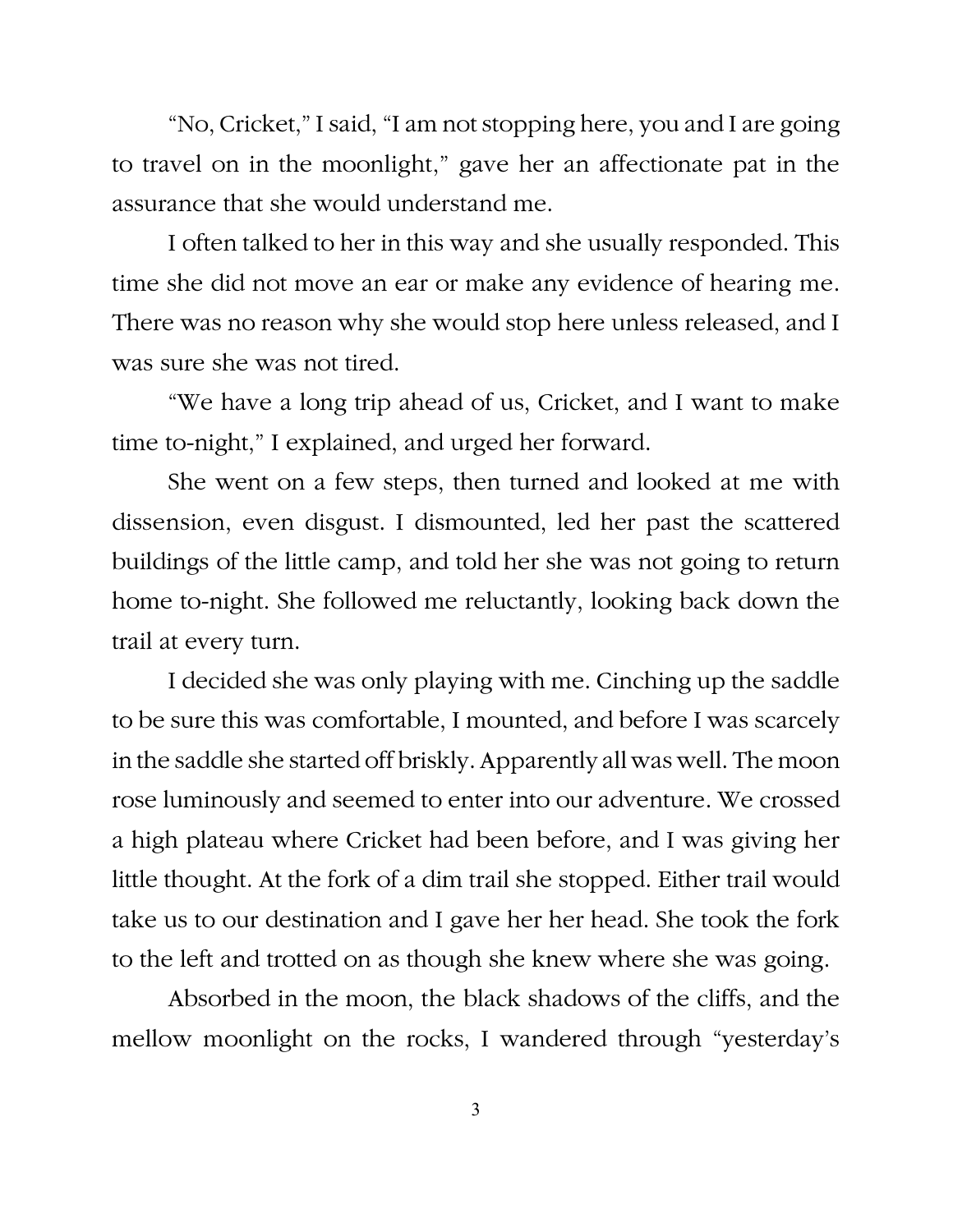"No, Cricket," I said, "I am not stopping here, you and I are going to travel on in the moonlight," gave her an affectionate pat in the assurance that she would understand me.

I often talked to her in this way and she usually responded. This time she did not move an ear or make any evidence of hearing me. There was no reason why she would stop here unless released, and I was sure she was not tired.

"We have a long trip ahead of us, Cricket, and I want to make time to-night," I explained, and urged her forward.

She went on a few steps, then turned and looked at me with dissension, even disgust. I dismounted, led her past the scattered buildings of the little camp, and told her she was not going to return home to-night. She followed me reluctantly, looking back down the trail at every turn.

I decided she was only playing with me. Cinching up the saddle to be sure this was comfortable, I mounted, and before I was scarcely in the saddle she started off briskly. Apparently all was well. The moon rose luminously and seemed to enter into our adventure. We crossed a high plateau where Cricket had been before, and I was giving her little thought. At the fork of a dim trail she stopped. Either trail would take us to our destination and I gave her her head. She took the fork to the left and trotted on as though she knew where she was going.

Absorbed in the moon, the black shadows of the cliffs, and the mellow moonlight on the rocks, I wandered through "yesterday's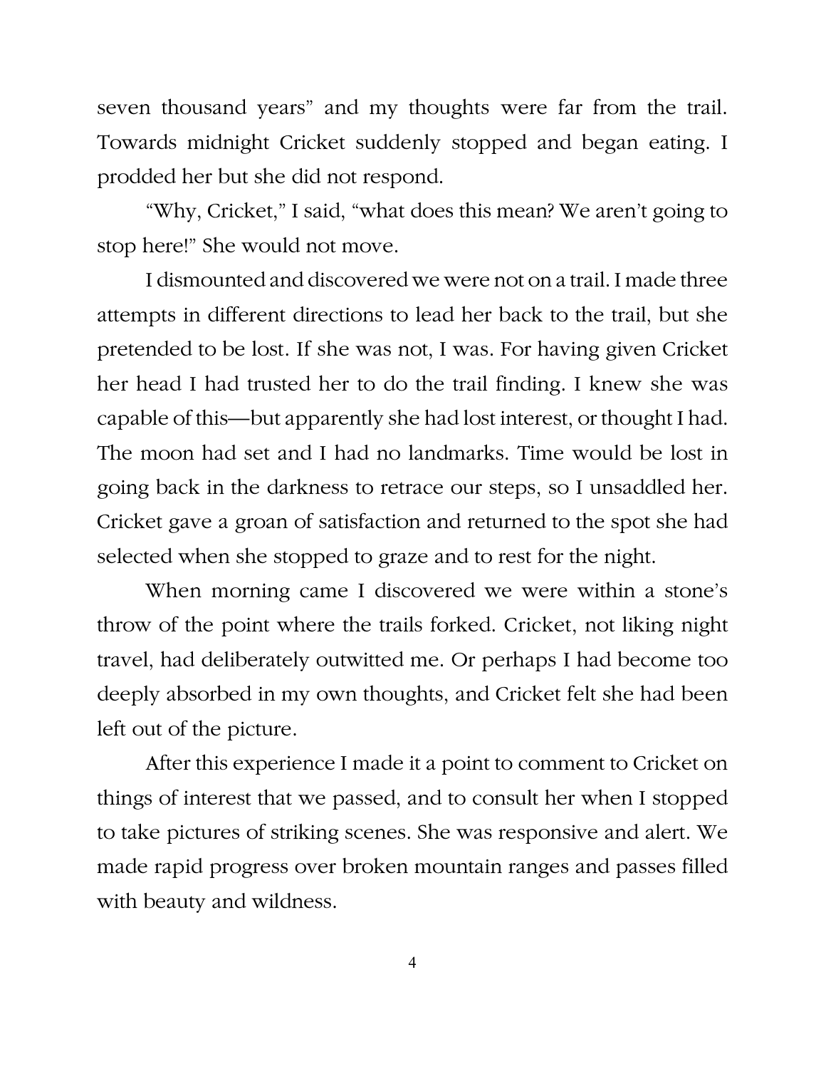seven thousand years" and my thoughts were far from the trail. Towards midnight Cricket suddenly stopped and began eating. I prodded her but she did not respond.

"Why, Cricket," I said, "what does this mean? We aren't going to stop here!" She would not move.

I dismounted and discovered we were not on a trail. I made three attempts in different directions to lead her back to the trail, but she pretended to be lost. If she was not, I was. For having given Cricket her head I had trusted her to do the trail finding. I knew she was capable of this—but apparently she had lost interest, or thought I had. The moon had set and I had no landmarks. Time would be lost in going back in the darkness to retrace our steps, so I unsaddled her. Cricket gave a groan of satisfaction and returned to the spot she had selected when she stopped to graze and to rest for the night.

When morning came I discovered we were within a stone's throw of the point where the trails forked. Cricket, not liking night travel, had deliberately outwitted me. Or perhaps I had become too deeply absorbed in my own thoughts, and Cricket felt she had been left out of the picture.

After this experience I made it a point to comment to Cricket on things of interest that we passed, and to consult her when I stopped to take pictures of striking scenes. She was responsive and alert. We made rapid progress over broken mountain ranges and passes filled with beauty and wildness.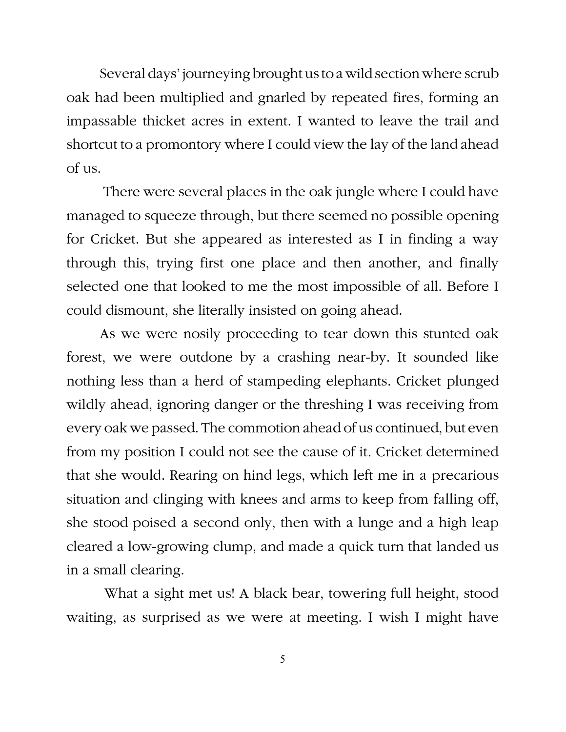Several days' journeying brought us to a wild section where scrub oak had been multiplied and gnarled by repeated fires, forming an impassable thicket acres in extent. I wanted to leave the trail and shortcut to a promontory where I could view the lay of the land ahead of us.

There were several places in the oak jungle where I could have managed to squeeze through, but there seemed no possible opening for Cricket. But she appeared as interested as I in finding a way through this, trying first one place and then another, and finally selected one that looked to me the most impossible of all. Before I could dismount, she literally insisted on going ahead.

As we were nosily proceeding to tear down this stunted oak forest, we were outdone by a crashing near-by. It sounded like nothing less than a herd of stampeding elephants. Cricket plunged wildly ahead, ignoring danger or the threshing I was receiving from every oak we passed. The commotion ahead of us continued, but even from my position I could not see the cause of it. Cricket determined that she would. Rearing on hind legs, which left me in a precarious situation and clinging with knees and arms to keep from falling off, she stood poised a second only, then with a lunge and a high leap cleared a low-growing clump, and made a quick turn that landed us in a small clearing.

What a sight met us! A black bear, towering full height, stood waiting, as surprised as we were at meeting. I wish I might have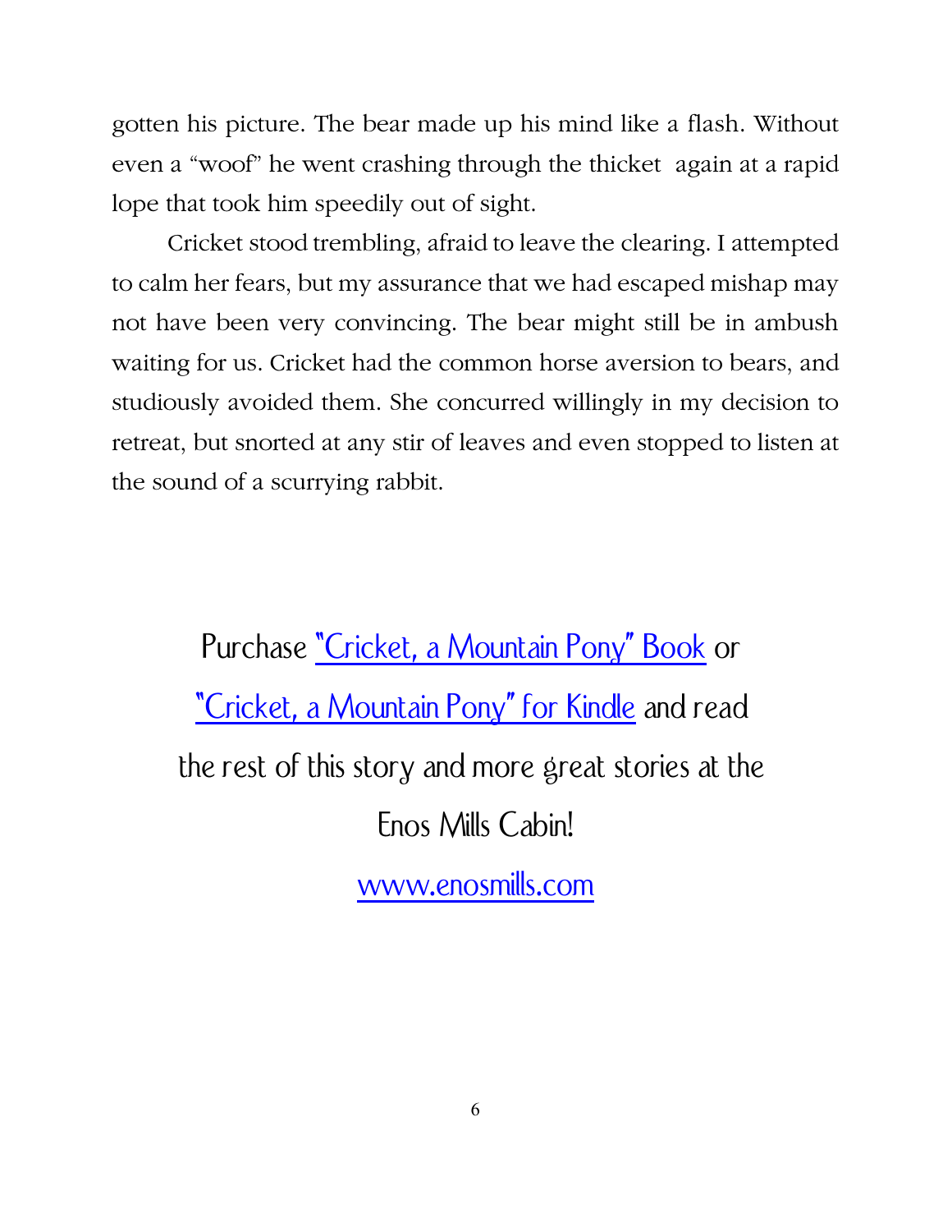gotten his picture. The bear made up his mind like a flash. Without even a "woof" he went crashing through the thicket again at a rapid lope that took him speedily out of sight.

Cricket stood trembling, afraid to leave the clearing. I attempted to calm her fears, but my assurance that we had escaped mishap may not have been very convincing. The bear might still be in ambush waiting for us. Cricket had the common horse aversion to bears, and studiously avoided them. She concurred willingly in my decision to retreat, but snorted at any stir of leaves and even stopped to listen at the sound of a scurrying rabbit.

Purchase "Cricket, a Mountain Pony" Book or "Cricket, a Mountain Pony" for Kindle and read the rest of this story and more great stories at the Enos Mills Cabin!

www.enosmills.com